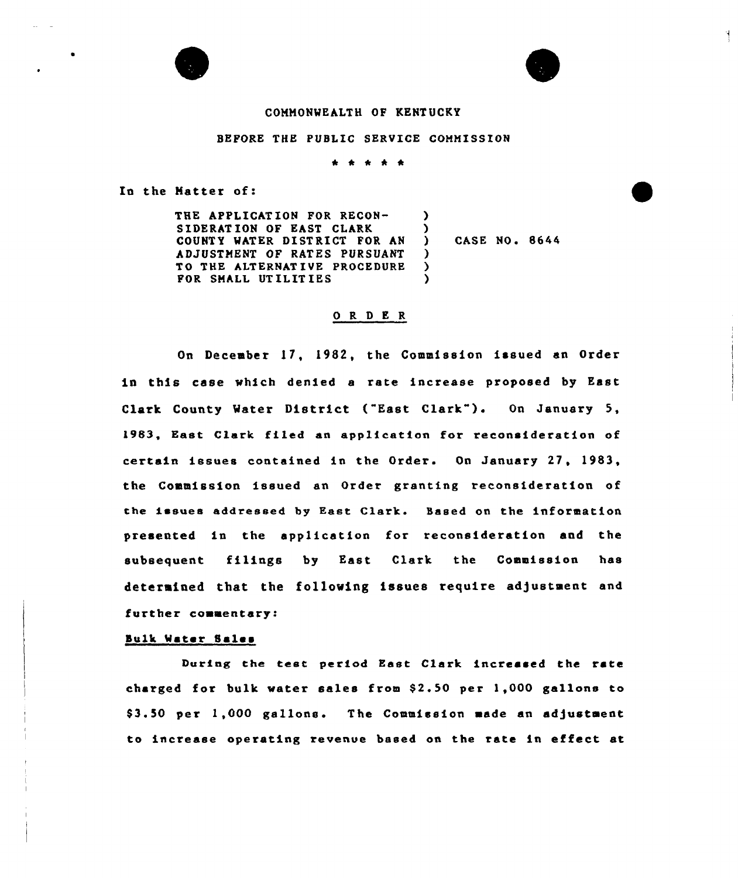COMMONWEALTH OF KENTUCKY

BEFORE THE PUBLIC SERVICE COMMISSION

\* \* \* \* \*

In the Matter of:

| | | |
|---|---|---|
| THE APPLICATION FOR RECON-SIDERATION OF EAST CLARK COUNTY WATER DISTRICT FOR AN ADJUSTMENT OF RATES PURSUANT TO THE ALTERNATIVE PROCEDURE FOR SMALL UTILITIES | ) | CASE NO. 8644 |

## O R D E R

On December 17, 1982, the Commission issued an Order in this case which denied a rate increase proposed by East Clark County Water District ("East Clark"). On January 5, 1983, East Clark filed an application for reconsideration of certain issues contained in the Order. On January 27, 1983, the Commission issued an Order granting reconsideration of the issues addressed by East Clark. Based on the information presented in the application for reconsideration and the subsequent filings by East Clark the Commission has determined that the following issues require adjustment and further commentary:

### Bulk Water Sales

During the test period East Clark increased the rate charged for bulk water sales from $2.50 per 1,000 gallons to $3.50 per 1,000 gallons. The Commission made an adjustment to increase operating revenue based on the rate in effect at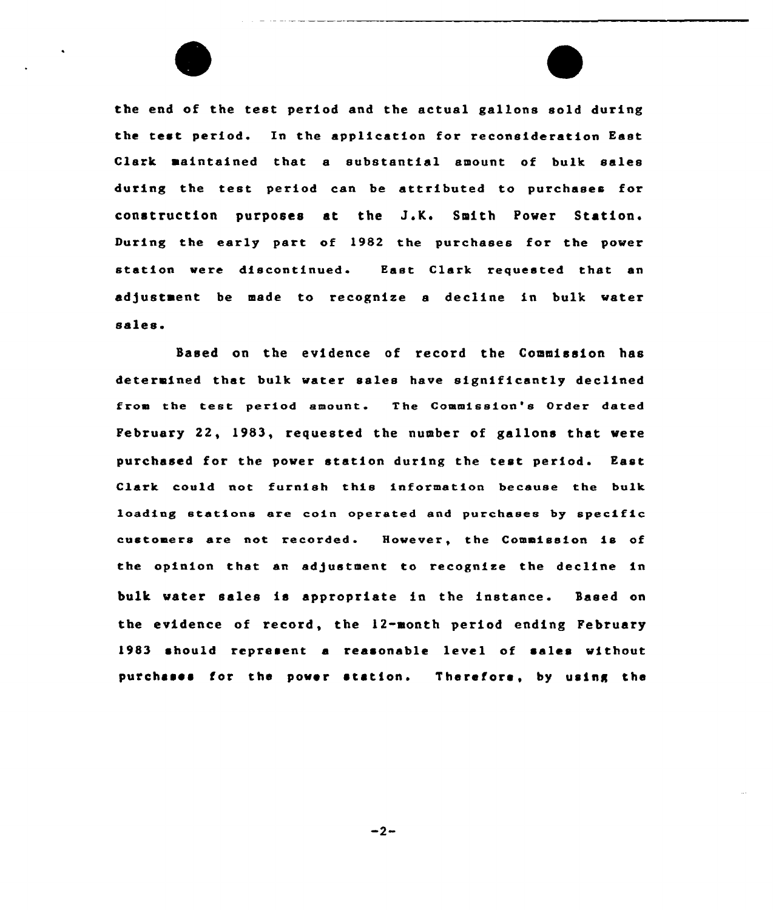the end of the test period and the actual gallons sold during the test period. In the application for reconsideration East Clark maintained that a substantial amount of bulk sales during the test period can be attributed to purchases for construction purposes at the J.K. Smith Power Station. During the early part of 1982 the purchases for the power station were discontinued. East Clark requested that an adjustment be made to recognize a decline in bulk water sales.

Based on the evidence of record the Commission has determined that bulk water sales have significantly declined from the test period amount. The Commission's Order dated February 22, 1983, requested the number of gallons that were purchased for the power station during the test period. East Clark could not furnish this information because the bulk loading stations are coin operated and purchases by specific customers are not recorded. However, the Commission is of the opinion that an adjustment to recognize the decline in bulk water sales is appropriate in the instance. Based on the evidence of record, the 12-month period ending February 1983 should represent a reasonable level of sales without purchases for the power station. Therefore, by using the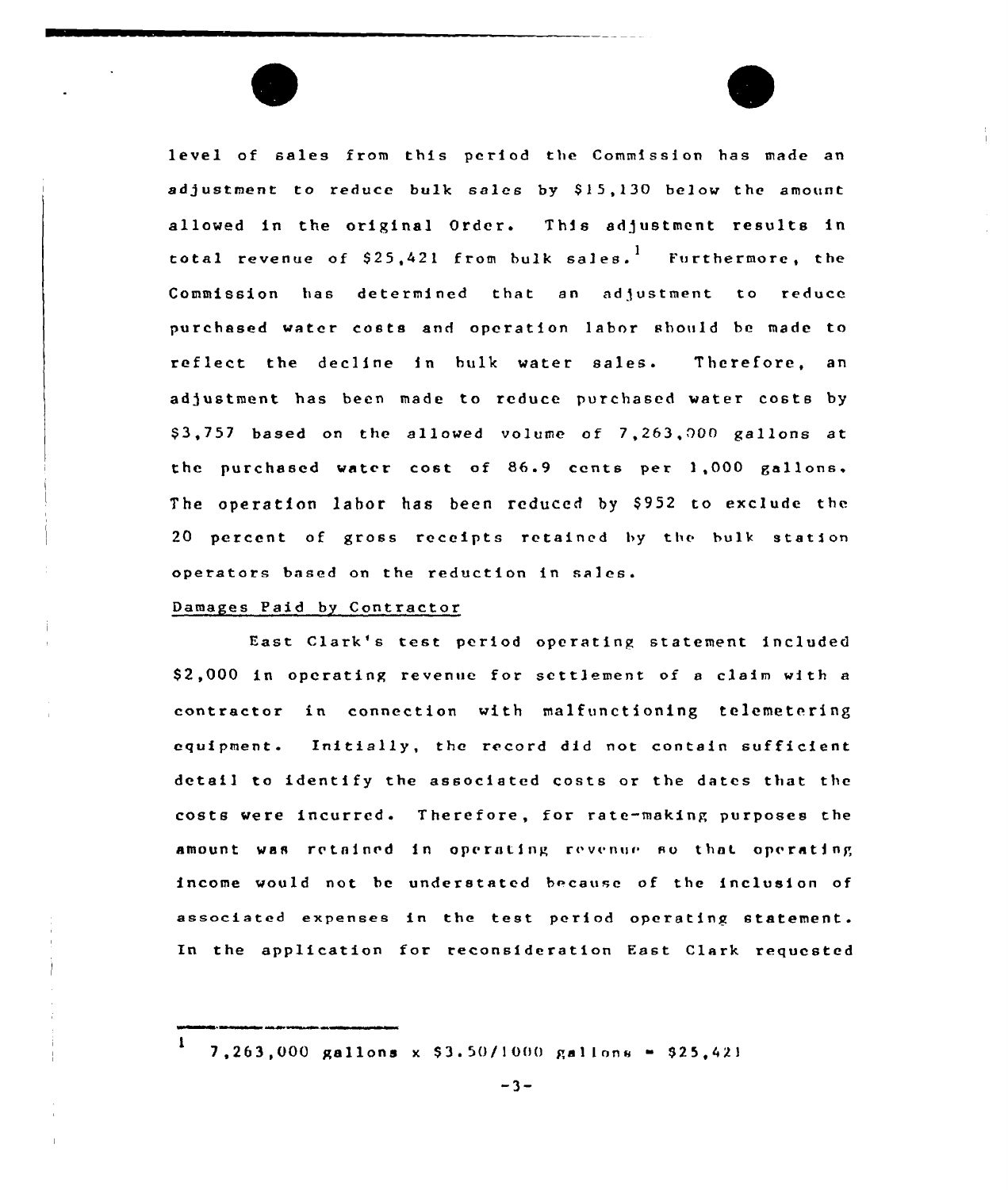level of sales from this period the Commission has made an adjustment to reduce bulk sales by $15,130 below the amount allowed in the original Order. This adjustment results in total revenue of $25,421 from bulk sales.[1] Furthermore, the Commission has determined that an adjustment to reduce purchased water costs and operation labor should be made to reflect the decline in bulk water sales. Therefore, an adjustment has been made to reduce purchased water costs by $3,757 based on the allowed volume of 7,263,000 gallons at the purchased water cost of 86.9 cents per 1,000 gallons. The operation labor has been reduced by $952 to exclude the 20 percent of gross receipts retained by the bulk station operators based on the reduction in sales.

Damages Paid by Contractor

East Clark's test period operating statement included $2,000 in operating revenue for settlement of a claim with a contractor in connection with malfunctioning telemetering equipment. Initially, the record did not contain sufficient detail to identify the associated costs or the dates that the costs were incurred. Therefore, for rate-making purposes the amount was retained in operating revenue so that operating income would not be understated because of the inclusion of associated expenses in the test period operating statement. In the application for reconsideration East Clark requested

---

[1] 7,263,000 gallons x $3.50/1000 gallons = $25,421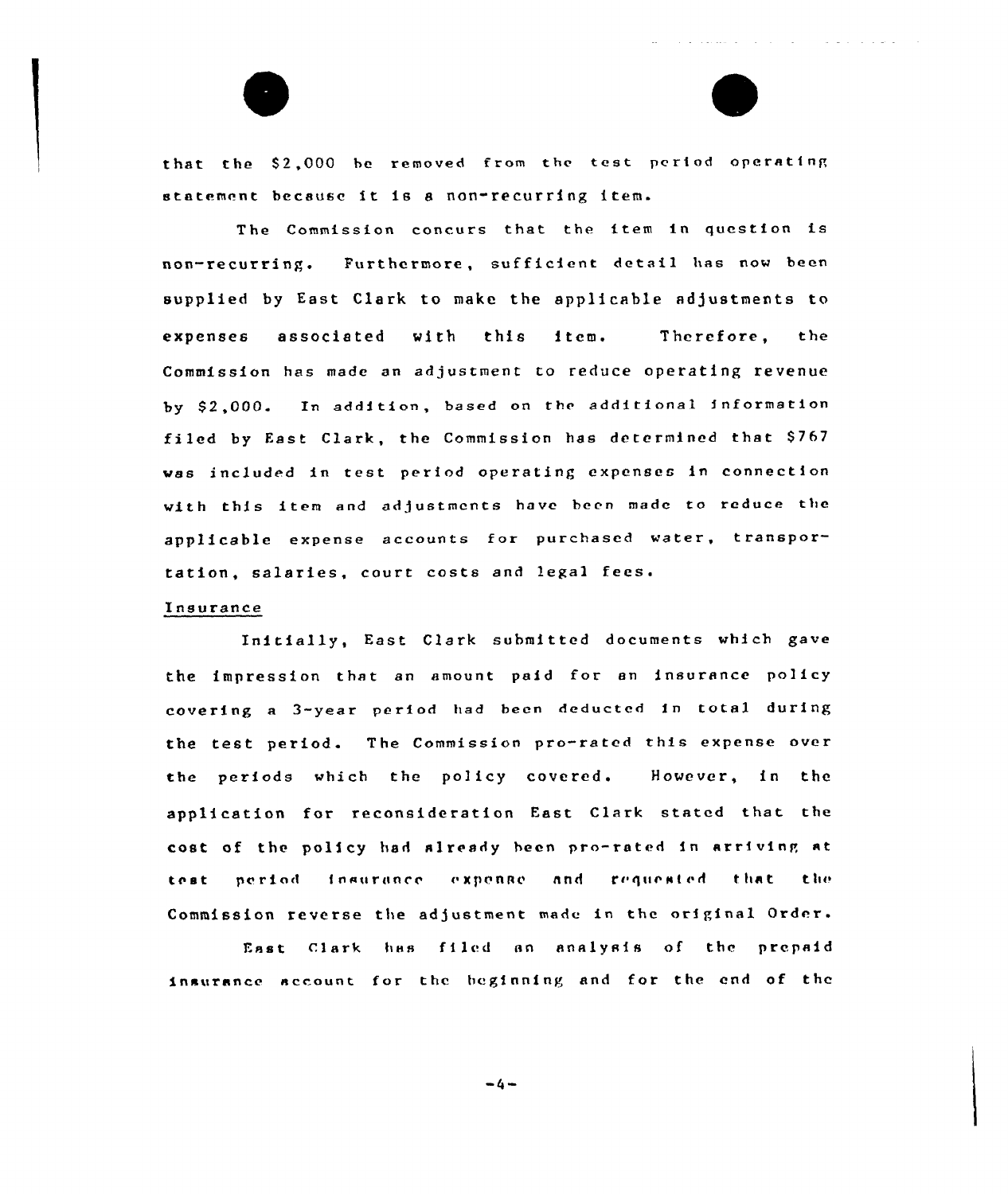that the $2,000 be removed from the test period operating statement because it is a non-recurring item.

The Commission concurs that the item in question is non-recurring. Furthermore, sufficient detail has now been supplied by East Clark to make the applicable adjustments to expenses associated with this item. Therefore, the Commission has made an adjustment to reduce operating revenue by $2,000. In addition, based on the additional information filed by East Clark, the Commission has determined that $767 was included in test period operating expenses in connection with this item and adjustments have been made to reduce the applicable expense accounts for purchased water, transportation, salaries, court costs and legal fees.

Insurance

Initially, East Clark submitted documents which gave the impression that an amount paid for an insurance policy covering a 3-year period had been deducted in total during the test period. The Commission pro-rated this expense over the periods which the policy covered. However, in the application for reconsideration East Clark stated that the cost of the policy had already been pro-rated in arriving at test period insurance expense and requested that the Commission reverse the adjustment made in the original Order.

East Clark has filed an analysis of the prepaid insurance account for the beginning and for the end of the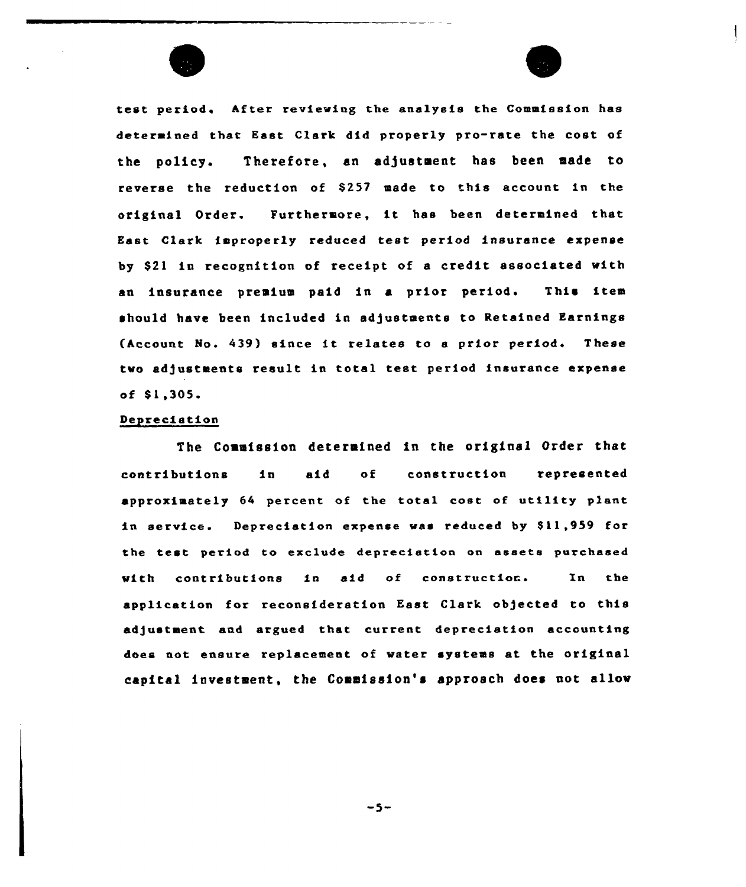test period. After reviewing the analysis the Commission has determined that East Clark did properly pro-rate the cost of the policy. Therefore, an adjustment has been made to reverse the reduction of $257 made to this account in the original Order. Furthermore, it has been determined that East Clark improperly reduced test period insurance expense by $21 in recognition of receipt of a credit associated with an insurance premium paid in a prior period. This item should have been included in adjustments to Retained Earnings (Account No. 439) since it relates to a prior period. These two adjustments result in total test period insurance expense of $1,305.

Depreciation

The Commission determined in the original Order that contributions in aid of construction represented approximately 64 percent of the total cost of utility plant in service. Depreciation expense was reduced by $11,959 for the test period to exclude depreciation on assets purchased with contributions in aid of construction. In the application for reconsideration East Clark objected to this adjustment and argued that current depreciation accounting does not ensure replacement of water systems at the original capital investment, the Commission's approach does not allow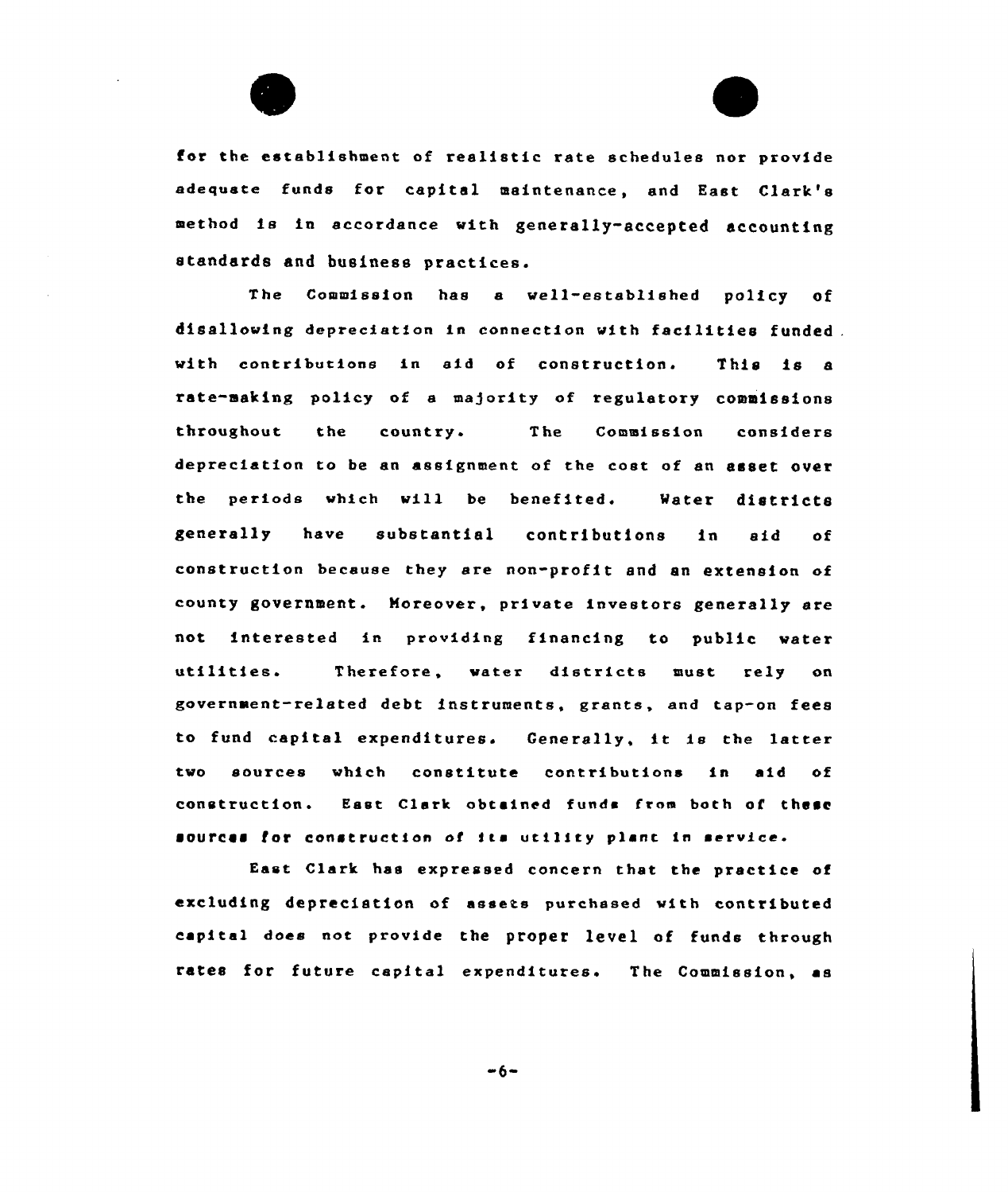for the establishment of realistic rate schedules nor provide adequate funds for capital maintenance, and East Clark's method is in accordance with generally-accepted accounting standards and business practices.

The Commission has a well-established policy of disallowing depreciation in connection with facilities funded with contributions in aid of construction. This is a rate-making policy of a majority of regulatory commissions throughout the country. The Commission considers depreciation to be an assignment of the cost of an asset over the periods which will be benefited. Water districts generally have substantial contributions in aid of construction because they are non-profit and an extension of county government. Moreover, private investors generally are not interested in providing financing to public water utilities. Therefore, water districts must rely on government-related debt instruments, grants, and tap-on fees to fund capital expenditures. Generally, it is the latter two sources which constitute contributions in aid of construction. East Clark obtained funds from both of these sources for construction of its utility plant in service.

East Clark has expressed concern that the practice of excluding depreciation of assets purchased with contributed capital does not provide the proper level of funds through rates for future capital expenditures. The Commission, as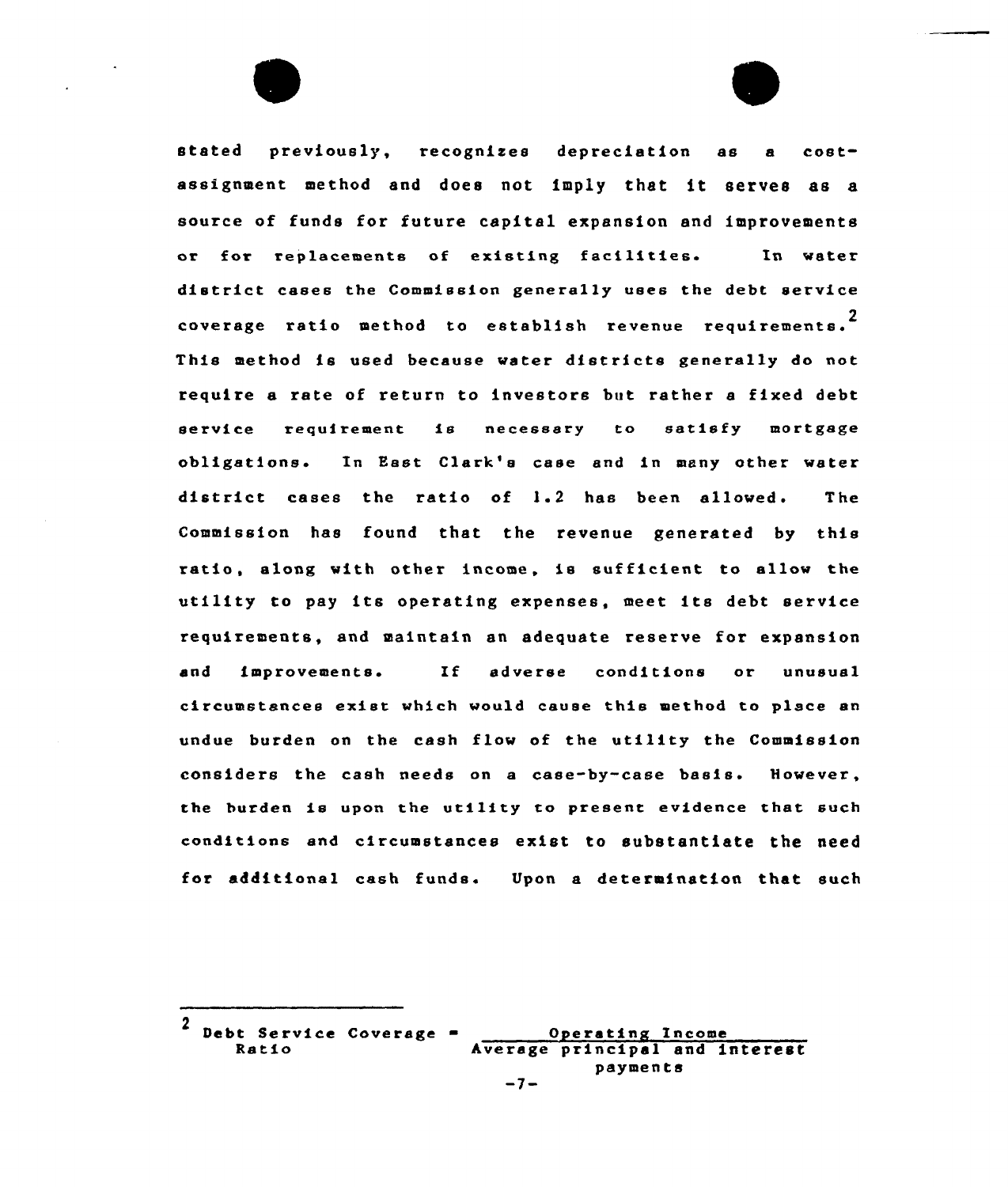stated previously, recognizes depreciation as a cost-assignment method and does not imply that it serves as a source of funds for future capital expansion and improvements or for replacements of existing facilities. In water district cases the Commission generally uses the debt service coverage ratio method to establish revenue requirements.[2] This method is used because water districts generally do not require a rate of return to investors but rather a fixed debt service requirement is necessary to satisfy mortgage obligations. In East Clark's case and in many other water district cases the ratio of 1.2 has been allowed. The Commission has found that the revenue generated by this ratio, along with other income, is sufficient to allow the utility to pay its operating expenses, meet its debt service requirements, and maintain an adequate reserve for expansion and improvements. If adverse conditions or unusual circumstances exist which would cause this method to place an undue burden on the cash flow of the utility the Commission considers the cash needs on a case-by-case basis. However, the burden is upon the utility to present evidence that such conditions and circumstances exist to substantiate the need for additional cash funds. Upon a determination that such

---

[2] $$\text{Debt Service Coverage Ratio} = \frac{\text{Operating Income}}{\text{Average principal and interest payments}}$$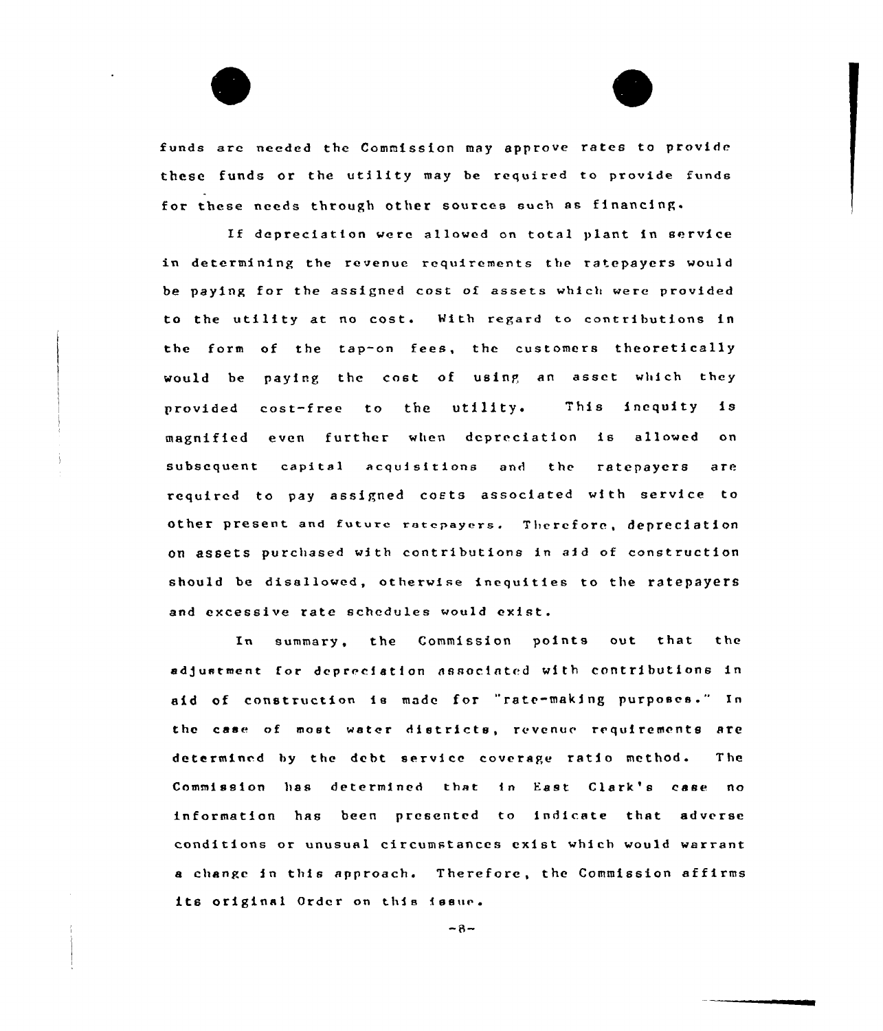funds are needed the Commission may approve rates to provide these funds or the utility may be required to provide funds for these needs through other sources such as financing.

If depreciation were allowed on total plant in service in determining the revenue requirements the ratepayers would be paying for the assigned cost of assets which were provided to the utility at no cost. With regard to contributions in the form of the tap-on fees, the customers theoretically would be paying the cost of using an asset which they provided cost-free to the utility. This inequity is magnified even further when depreciation is allowed on subsequent capital acquisitions and the ratepayers are required to pay assigned costs associated with service to other present and future ratepayers. Therefore, depreciation on assets purchased with contributions in aid of construction should be disallowed, otherwise inequities to the ratepayers and excessive rate schedules would exist.

In summary, the Commission points out that the adjustment for depreciation associated with contributions in aid of construction is made for "rate-making purposes." In the case of most water districts, revenue requirements are determined by the debt service coverage ratio method. The Commission has determined that in East Clark's case no information has been presented to indicate that adverse conditions or unusual circumstances exist which would warrant a change in this approach. Therefore, the Commission affirms its original Order on this issue.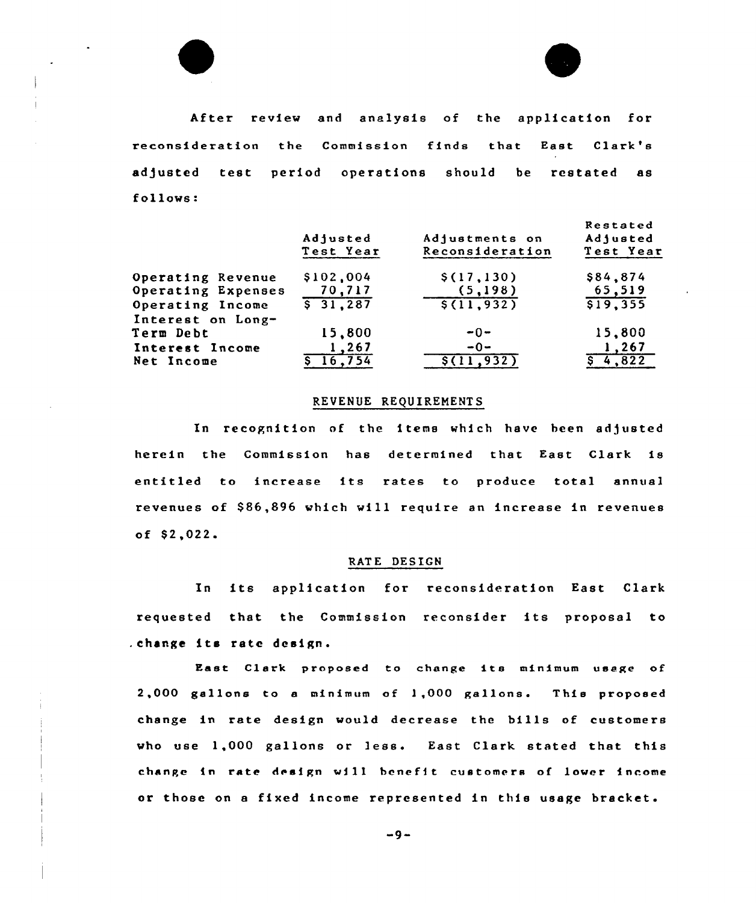After review and analysis of the application for reconsideration the Commission finds that East Clark's adjusted test period operations should be restated as follows:

| | Adjusted Test Year | Adjustments on Reconsideration | Restated Adjusted Test Year |
|---|---|---|---|
| Operating Revenue | $102,004 | $(17,130) | $84,874 |
| Operating Expenses | 70,717 | (5,198) | 65,519 |
| Operating Income | $ 31,287 | $(11,932) | $19,355 |
| Interest on Long-Term Debt | 15,800 | -0- | 15,800 |
| Interest Income | 1,267 | -0- | 1,267 |
| Net Income | $ 16,754 | $(11,932) | $ 4,822 |

## REVENUE REQUIREMENTS

In recognition of the items which have been adjusted herein the Commission has determined that East Clark is entitled to increase its rates to produce total annual revenues of $86,896 which will require an increase in revenues of $2,022.

## RATE DESIGN

In its application for reconsideration East Clark requested that the Commission reconsider its proposal to change its rate design.

East Clark proposed to change its minimum usage of 2,000 gallons to a minimum of 1,000 gallons. This proposed change in rate design would decrease the bills of customers who use 1,000 gallons or less. East Clark stated that this change in rate design will benefit customers of lower income or those on a fixed income represented in this usage bracket.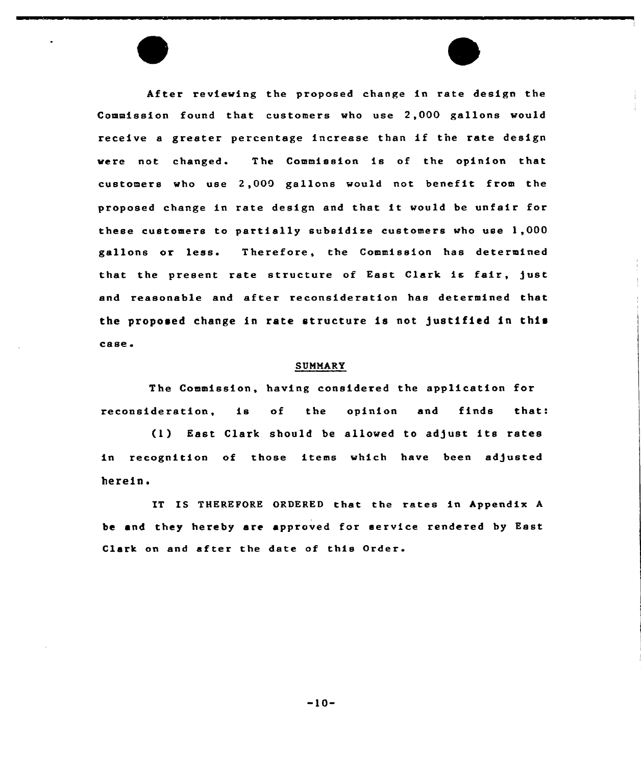After reviewing the proposed change in rate design the Commission found that customers who use 2,000 gallons would receive a greater percentage increase than if the rate design were not changed. The Commission is of the opinion that customers who use 2,000 gallons would not benefit from the proposed change in rate design and that it would be unfair for these customers to partially subsidize customers who use 1,000 gallons or less. Therefore, the Commission has determined that the present rate structure of East Clark is fair, just and reasonable and after reconsideration has determined that the proposed change in rate structure is not justified in this case.

## SUMMARY

The Commission, having considered the application for reconsideration, is of the opinion and finds that:

(1) East Clark should be allowed to adjust its rates in recognition of those items which have been adjusted herein.

IT IS THEREFORE ORDERED that the rates in Appendix A be and they hereby are approved for service rendered by East Clark on and after the date of this Order.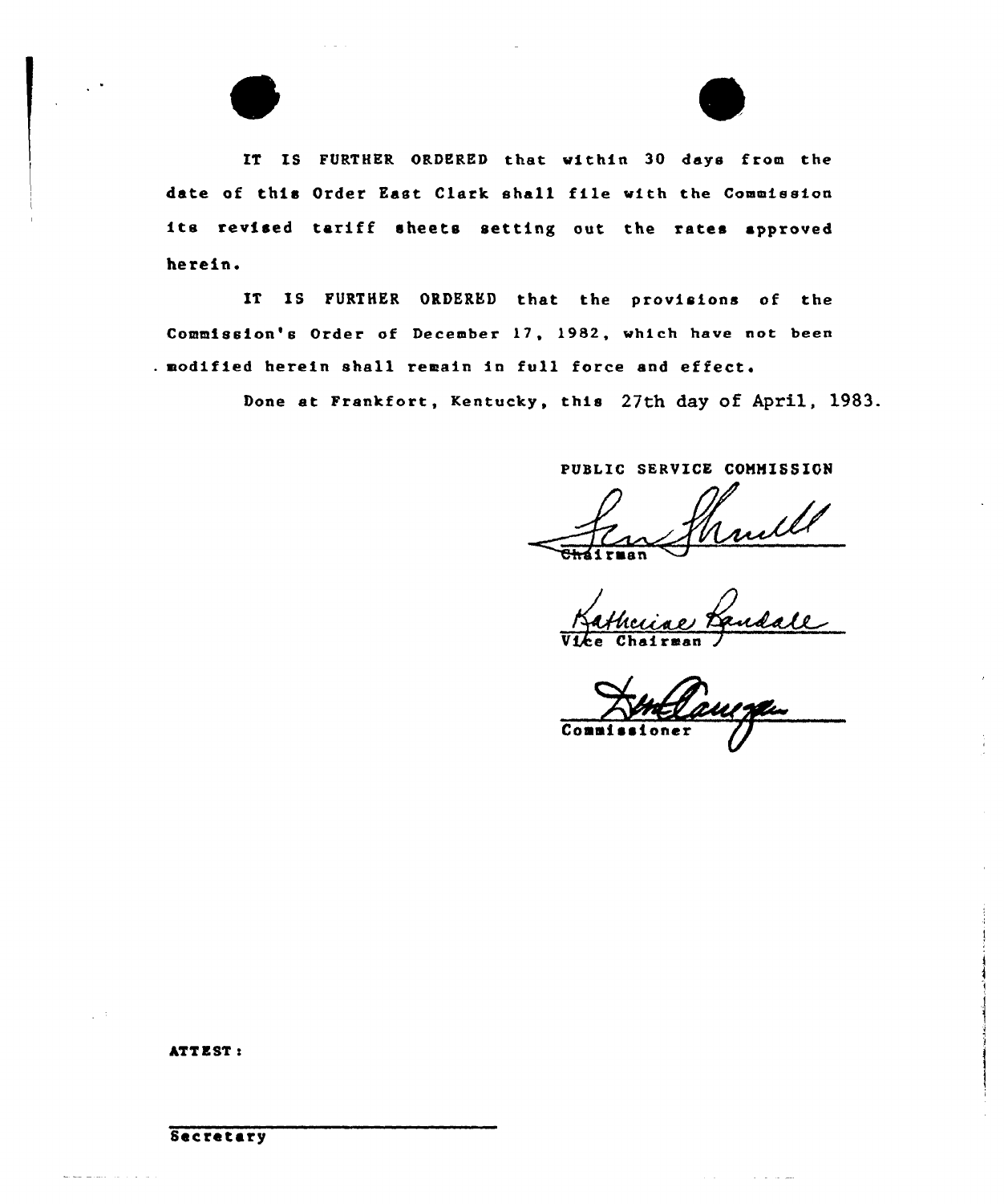IT IS FURTHER ORDERED that within 30 days from the date of this Order East Clark shall file with the Commission its revised tariff sheets setting out the rates approved herein.

IT IS FURTHER ORDERED that the provisions of the Commission's Order of December 17, 1982, which have not been modified herein shall remain in full force and effect.

Done at Frankfort, Kentucky, this 27th day of April, 1983.

PUBLIC SERVICE COMMISSION

Chairman

Vice Chairman

Commissioner

ATTEST:

Secretary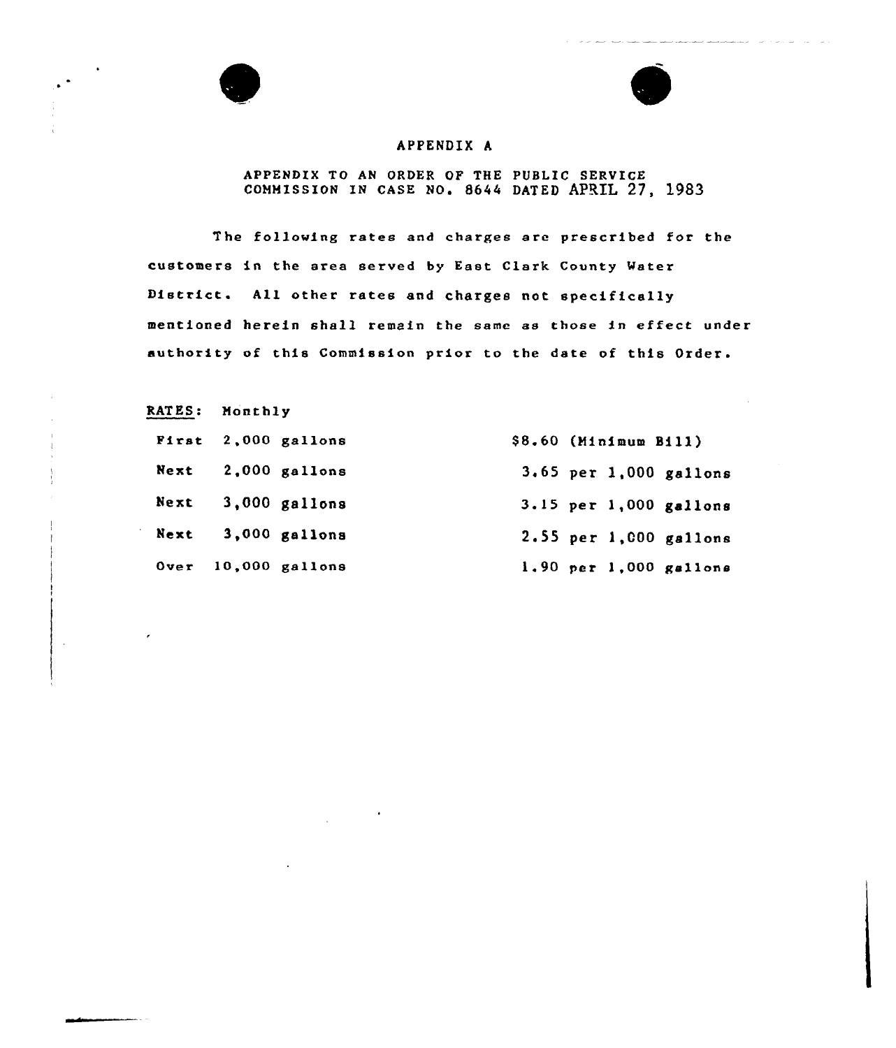# APPENDIX A

APPENDIX TO AN ORDER OF THE PUBLIC SERVICE COMMISSION IN CASE NO. 8644 DATED APRIL 27, 1983

The following rates and charges are prescribed for the customers in the area served by East Clark County Water District. All other rates and charges not specifically mentioned herein shall remain the same as those in effect under authority of this Commission prior to the date of this Order.

RATES: Monthly

| | | |
|---|---|---|
| First | 2,000 gallons | $8.60 (Minimum Bill) |
| Next | 2,000 gallons | 3.65 per 1,000 gallons |
| Next | 3,000 gallons | 3.15 per 1,000 gallons |
| Next | 3,000 gallons | 2.55 per 1,000 gallons |
| Over | 10,000 gallons | 1.90 per 1,000 gallons |